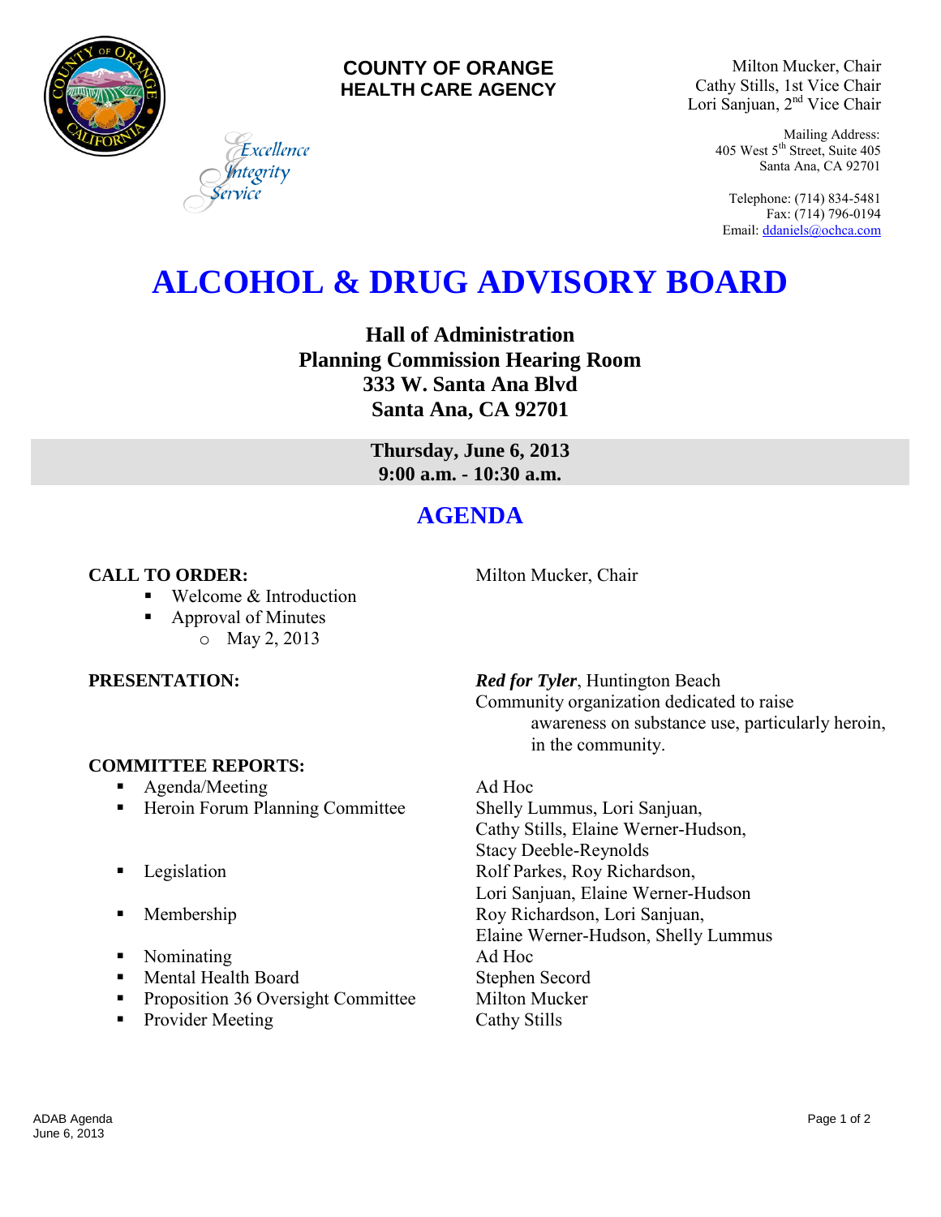**COUNTY OF ORANGE**
**HEALTH CARE AGENCY**

*Excellence*
*Integrity*
*Service*

Milton Mucker, Chair
Cathy Stills, 1st Vice Chair
Lori Sanjuan, 2nd Vice Chair

Mailing Address:
405 West 5th Street, Suite 405
Santa Ana, CA 92701

Telephone: (714) 834-5481
Fax: (714) 796-0194
Email: ddaniels@ochca.com

# ALCOHOL & DRUG ADVISORY BOARD

**Hall of Administration**
**Planning Commission Hearing Room**
**333 W. Santa Ana Blvd**
**Santa Ana, CA 92701**

**Thursday, June 6, 2013**
**9:00 a.m. - 10:30 a.m.**

## AGENDA

**CALL TO ORDER:** Milton Mucker, Chair

- Welcome & Introduction
- Approval of Minutes
  - May 2, 2013

**PRESENTATION:** ***Red for Tyler***, Huntington Beach
Community organization dedicated to raise awareness on substance use, particularly heroin, in the community.

**COMMITTEE REPORTS:**

- Agenda/Meeting — Ad Hoc
- Heroin Forum Planning Committee — Shelly Lummus, Lori Sanjuan, Cathy Stills, Elaine Werner-Hudson, Stacy Deeble-Reynolds
- Legislation — Rolf Parkes, Roy Richardson, Lori Sanjuan, Elaine Werner-Hudson
- Membership — Roy Richardson, Lori Sanjuan, Elaine Werner-Hudson, Shelly Lummus
- Nominating — Ad Hoc
- Mental Health Board — Stephen Secord
- Proposition 36 Oversight Committee — Milton Mucker
- Provider Meeting — Cathy Stills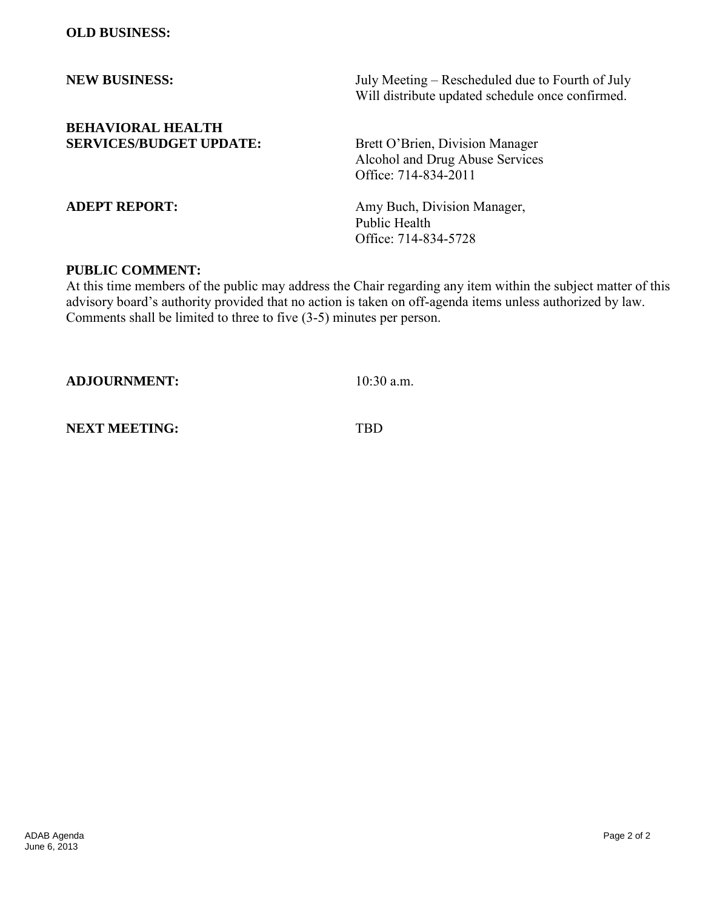**OLD BUSINESS:**

**NEW BUSINESS:** July Meeting – Rescheduled due to Fourth of July
Will distribute updated schedule once confirmed.

**BEHAVIORAL HEALTH SERVICES/BUDGET UPDATE:** Brett O'Brien, Division Manager
Alcohol and Drug Abuse Services
Office: 714-834-2011

**ADEPT REPORT:** Amy Buch, Division Manager,
Public Health
Office: 714-834-5728

**PUBLIC COMMENT:**
At this time members of the public may address the Chair regarding any item within the subject matter of this advisory board's authority provided that no action is taken on off-agenda items unless authorized by law. Comments shall be limited to three to five (3-5) minutes per person.

**ADJOURNMENT:** 10:30 a.m.

**NEXT MEETING:** TBD